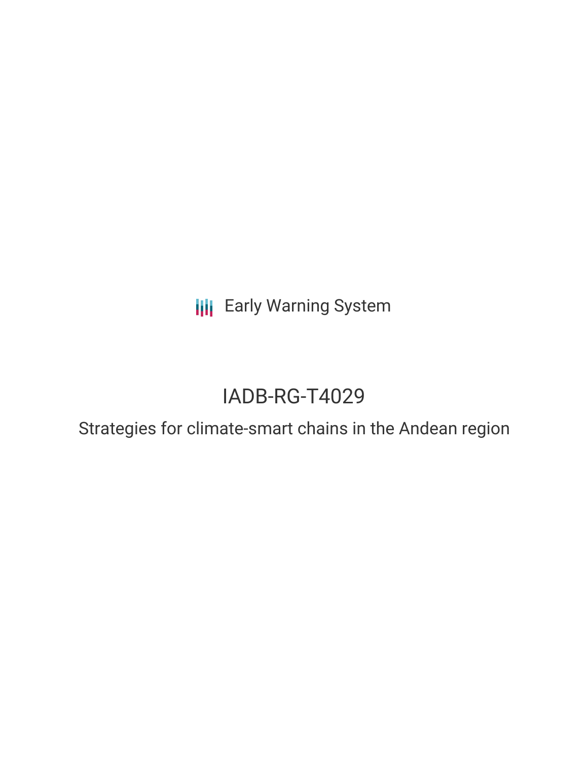Early Warning System

# IADB-RG-T4029

## Strategies for climate-smart chains in the Andean region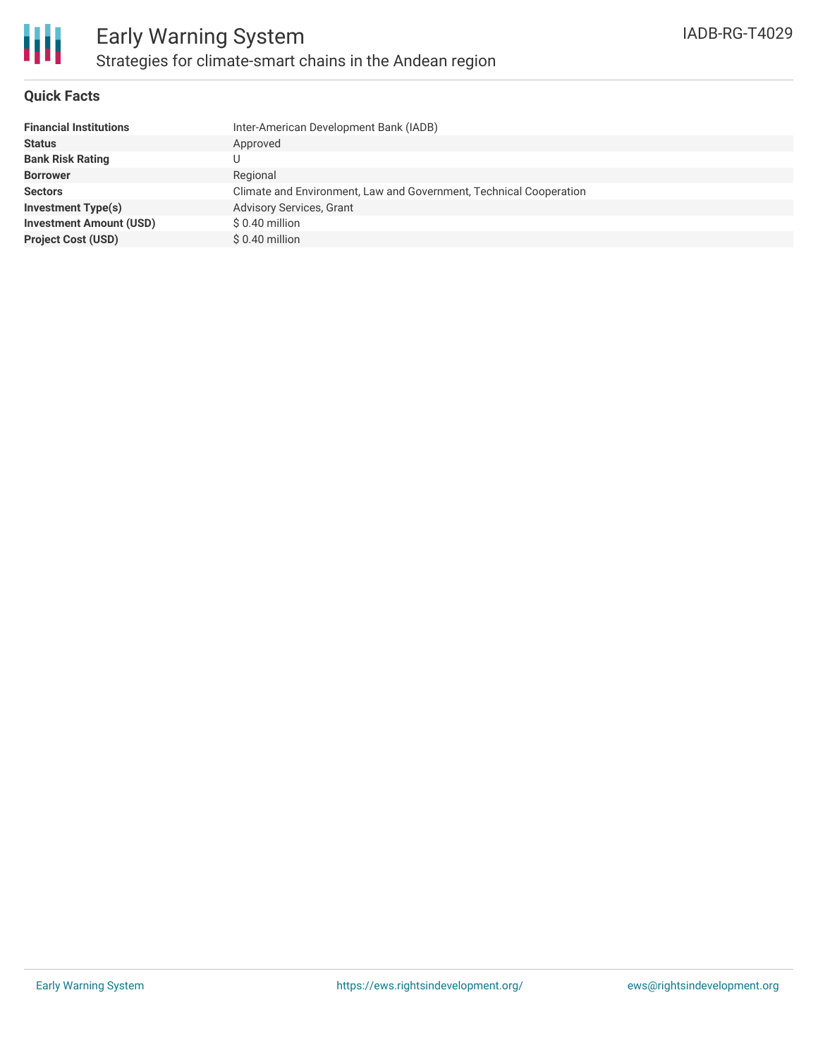# Early Warning System

## Strategies for climate-smart chains in the Andean region

IADB-RG-T4029

### Quick Facts

| | |
|---|---|
| **Financial Institutions** | Inter-American Development Bank (IADB) |
| **Status** | Approved |
| **Bank Risk Rating** | U |
| **Borrower** | Regional |
| **Sectors** | Climate and Environment, Law and Government, Technical Cooperation |
| **Investment Type(s)** | Advisory Services, Grant |
| **Investment Amount (USD)** | $ 0.40 million |
| **Project Cost (USD)** | $ 0.40 million |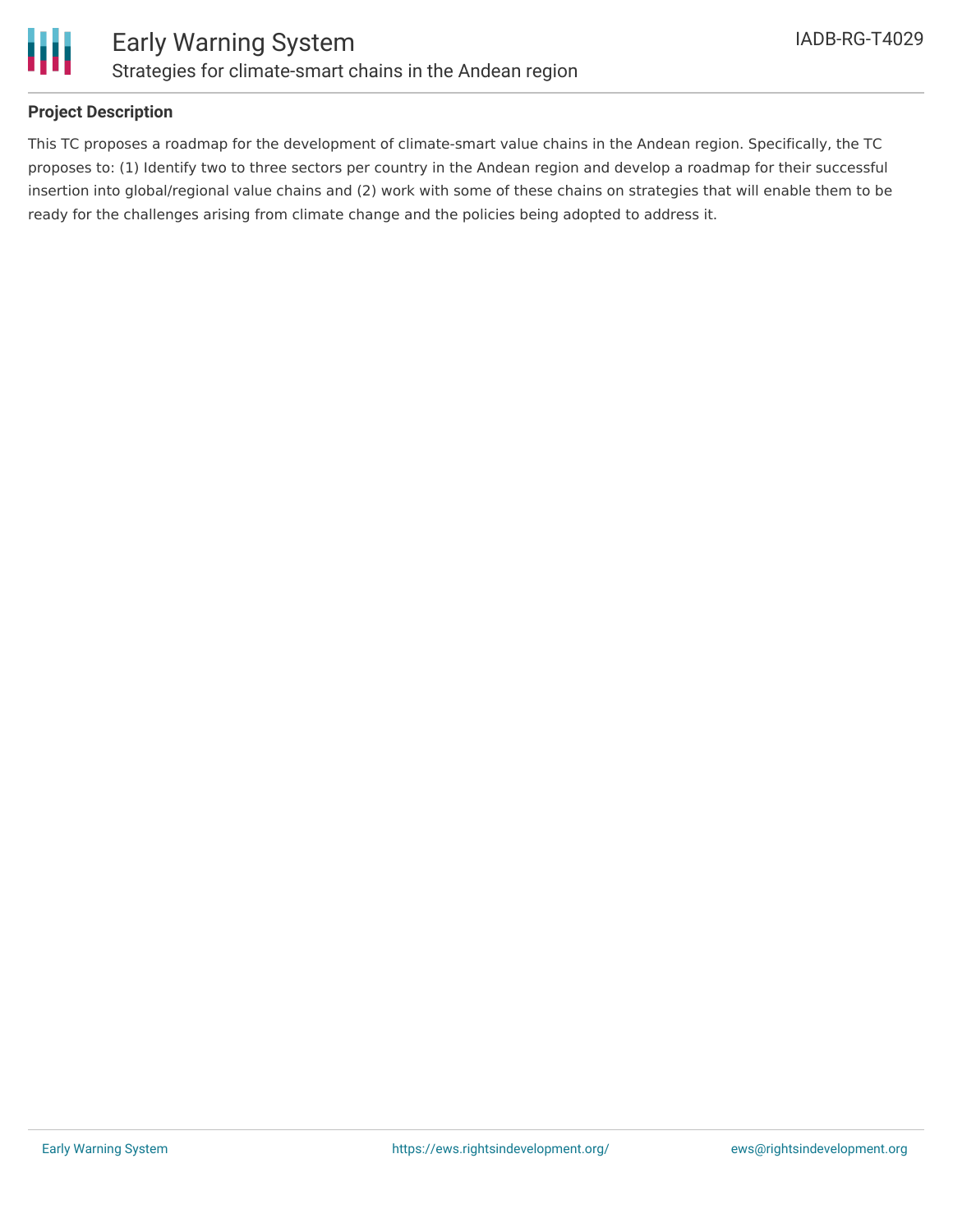## Project Description

This TC proposes a roadmap for the development of climate-smart value chains in the Andean region. Specifically, the TC proposes to: (1) Identify two to three sectors per country in the Andean region and develop a roadmap for their successful insertion into global/regional value chains and (2) work with some of these chains on strategies that will enable them to be ready for the challenges arising from climate change and the policies being adopted to address it.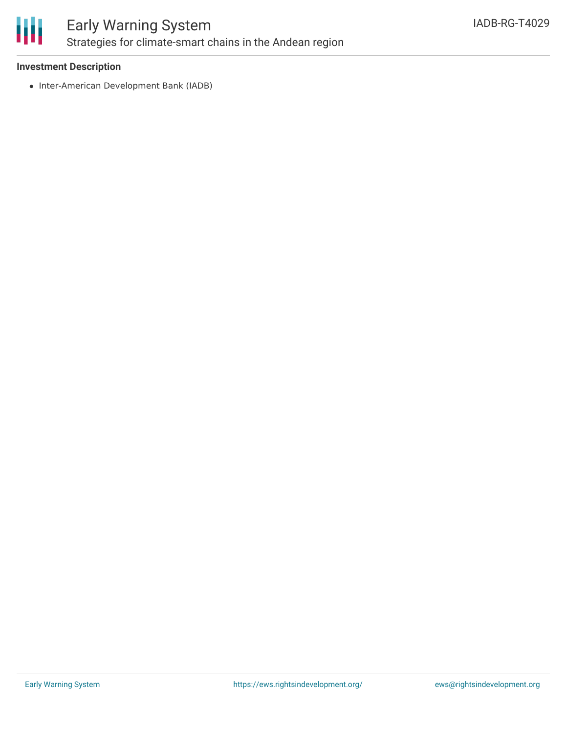**Investment Description**

- Inter-American Development Bank (IADB)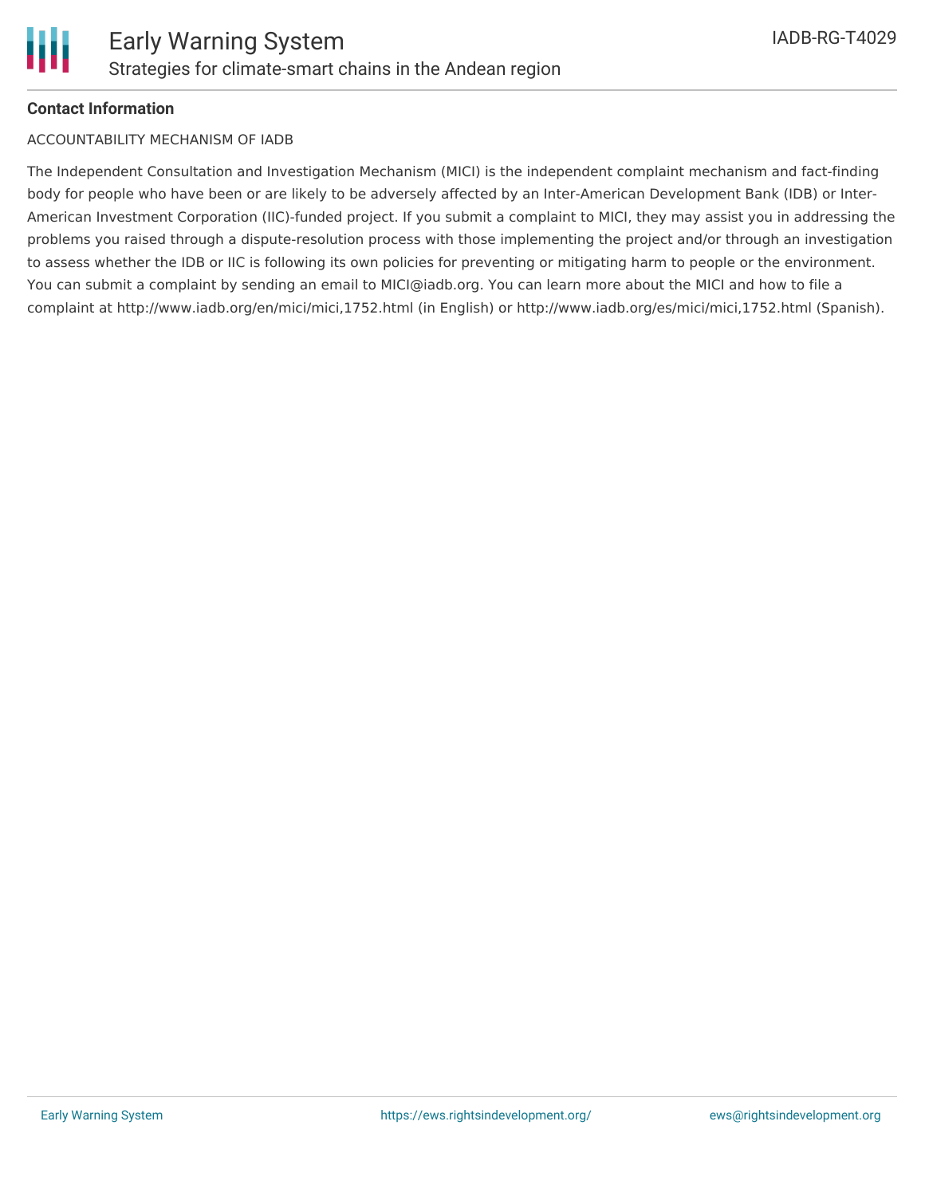**Contact Information**

ACCOUNTABILITY MECHANISM OF IADB

The Independent Consultation and Investigation Mechanism (MICI) is the independent complaint mechanism and fact-finding body for people who have been or are likely to be adversely affected by an Inter-American Development Bank (IDB) or Inter-American Investment Corporation (IIC)-funded project. If you submit a complaint to MICI, they may assist you in addressing the problems you raised through a dispute-resolution process with those implementing the project and/or through an investigation to assess whether the IDB or IIC is following its own policies for preventing or mitigating harm to people or the environment. You can submit a complaint by sending an email to MICI@iadb.org. You can learn more about the MICI and how to file a complaint at http://www.iadb.org/en/mici/mici,1752.html (in English) or http://www.iadb.org/es/mici/mici,1752.html (Spanish).